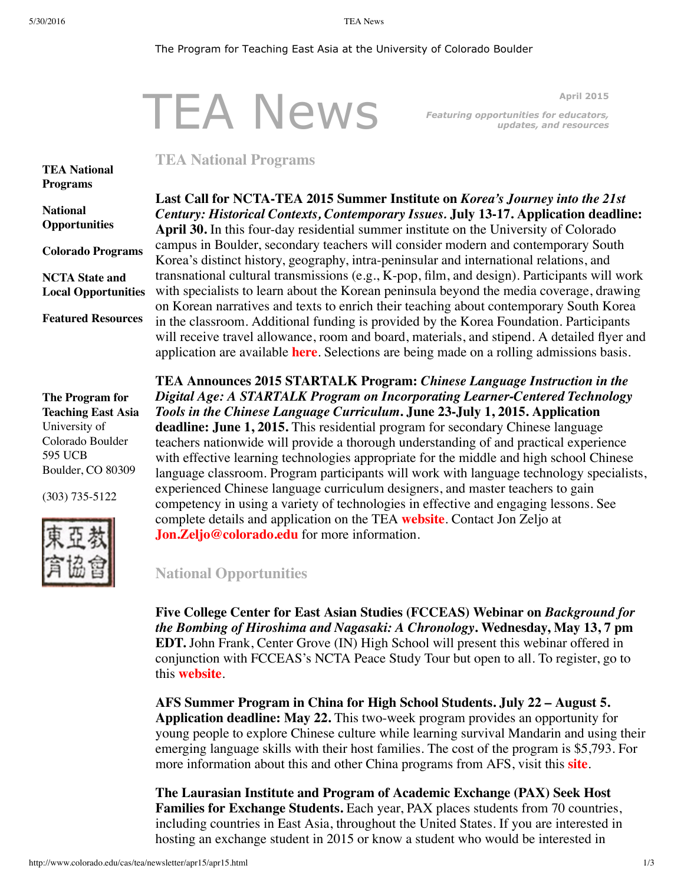The Program for Teaching East Asia at the University of Colorado Boulder

# TEA News

April 2015

*Featuring opportunities for educators, updates, and resources*

**TEA National Programs**

**National Opportunities**

**Colorado Programs**

**NCTA State and Local Opportunities**

**Featured Resources**

**The Program for Teaching East Asia**
University of Colorado Boulder
595 UCB
Boulder, CO 80309

(303) 735-5122

東亞教育協會

## TEA National Programs

**Last Call for NCTA-TEA 2015 Summer Institute on *Korea's Journey into the 21st Century: Historical Contexts, Contemporary Issues*. July 13-17. Application deadline: April 30.** In this four-day residential summer institute on the University of Colorado campus in Boulder, secondary teachers will consider modern and contemporary South Korea's distinct history, geography, intra-peninsular and international relations, and transnational cultural transmissions (e.g., K-pop, film, and design). Participants will work with specialists to learn about the Korean peninsula beyond the media coverage, drawing on Korean narratives and texts to enrich their teaching about contemporary South Korea in the classroom. Additional funding is provided by the Korea Foundation. Participants will receive travel allowance, room and board, materials, and stipend. A detailed flyer and application are available **here**. Selections are being made on a rolling admissions basis.

**TEA Announces 2015 STARTALK Program: *Chinese Language Instruction in the Digital Age: A STARTALK Program on Incorporating Learner-Centered Technology Tools in the Chinese Language Curriculum*. June 23-July 1, 2015. Application deadline: June 1, 2015.** This residential program for secondary Chinese language teachers nationwide will provide a thorough understanding of and practical experience with effective learning technologies appropriate for the middle and high school Chinese language classroom. Program participants will work with language technology specialists, experienced Chinese language curriculum designers, and master teachers to gain competency in using a variety of technologies in effective and engaging lessons. See complete details and application on the TEA **website**. Contact Jon Zeljo at **Jon.Zeljo@colorado.edu** for more information.

## National Opportunities

**Five College Center for East Asian Studies (FCCEAS) Webinar on *Background for the Bombing of Hiroshima and Nagasaki: A Chronology*. Wednesday, May 13, 7 pm EDT.** John Frank, Center Grove (IN) High School will present this webinar offered in conjunction with FCCEAS's NCTA Peace Study Tour but open to all. To register, go to this **website**.

**AFS Summer Program in China for High School Students. July 22 – August 5. Application deadline: May 22.** This two-week program provides an opportunity for young people to explore Chinese culture while learning survival Mandarin and using their emerging language skills with their host families. The cost of the program is $5,793. For more information about this and other China programs from AFS, visit this **site**.

**The Laurasian Institute and Program of Academic Exchange (PAX) Seek Host Families for Exchange Students.** Each year, PAX places students from 70 countries, including countries in East Asia, throughout the United States. If you are interested in hosting an exchange student in 2015 or know a student who would be interested in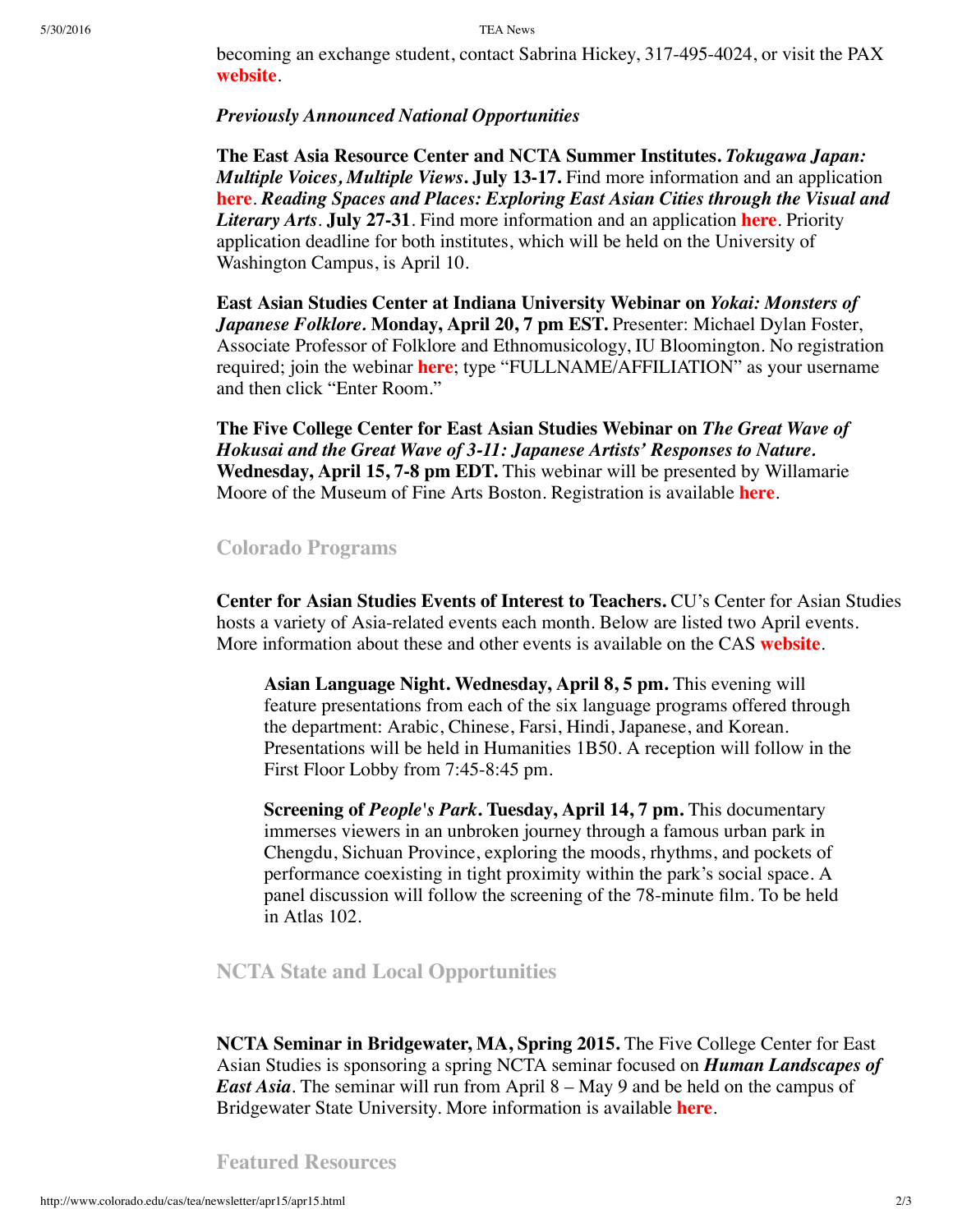becoming an exchange student, contact Sabrina Hickey, 317-495-4024, or visit the PAX **website**.

***Previously Announced National Opportunities***

**The East Asia Resource Center and NCTA Summer Institutes.** ***Tokugawa Japan: Multiple Voices, Multiple Views*****. July 13-17.** Find more information and an application **here**. ***Reading Spaces and Places: Exploring East Asian Cities through the Visual and Literary Arts*****. July 27-31**. Find more information and an application **here**. Priority application deadline for both institutes, which will be held on the University of Washington Campus, is April 10.

**East Asian Studies Center at Indiana University Webinar on** ***Yokai: Monsters of Japanese Folklore*****. Monday, April 20, 7 pm EST.** Presenter: Michael Dylan Foster, Associate Professor of Folklore and Ethnomusicology, IU Bloomington. No registration required; join the webinar **here**; type "FULLNAME/AFFILIATION" as your username and then click "Enter Room."

**The Five College Center for East Asian Studies Webinar on** ***The Great Wave of Hokusai and the Great Wave of 3-11: Japanese Artists' Responses to Nature*****. Wednesday, April 15, 7-8 pm EDT.** This webinar will be presented by Willamarie Moore of the Museum of Fine Arts Boston. Registration is available **here**.

## Colorado Programs

**Center for Asian Studies Events of Interest to Teachers.** CU's Center for Asian Studies hosts a variety of Asia-related events each month. Below are listed two April events. More information about these and other events is available on the CAS **website**.

**Asian Language Night. Wednesday, April 8, 5 pm.** This evening will feature presentations from each of the six language programs offered through the department: Arabic, Chinese, Farsi, Hindi, Japanese, and Korean. Presentations will be held in Humanities 1B50. A reception will follow in the First Floor Lobby from 7:45-8:45 pm.

**Screening of** ***People's Park*****. Tuesday, April 14, 7 pm.** This documentary immerses viewers in an unbroken journey through a famous urban park in Chengdu, Sichuan Province, exploring the moods, rhythms, and pockets of performance coexisting in tight proximity within the park's social space. A panel discussion will follow the screening of the 78-minute film. To be held in Atlas 102.

## NCTA State and Local Opportunities

**NCTA Seminar in Bridgewater, MA, Spring 2015.** The Five College Center for East Asian Studies is sponsoring a spring NCTA seminar focused on ***Human Landscapes of East Asia***. The seminar will run from April 8 – May 9 and be held on the campus of Bridgewater State University. More information is available **here**.

## Featured Resources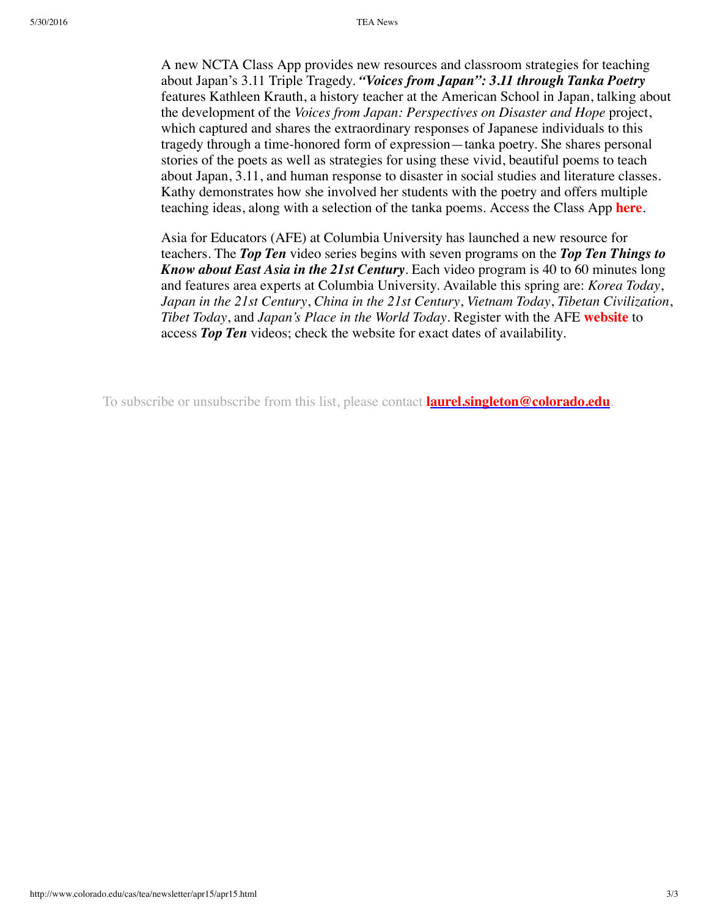A new NCTA Class App provides new resources and classroom strategies for teaching about Japan's 3.11 Triple Tragedy. ***"Voices from Japan": 3.11 through Tanka Poetry*** features Kathleen Krauth, a history teacher at the American School in Japan, talking about the development of the *Voices from Japan: Perspectives on Disaster and Hope* project, which captured and shares the extraordinary responses of Japanese individuals to this tragedy through a time-honored form of expression—tanka poetry. She shares personal stories of the poets as well as strategies for using these vivid, beautiful poems to teach about Japan, 3.11, and human response to disaster in social studies and literature classes. Kathy demonstrates how she involved her students with the poetry and offers multiple teaching ideas, along with a selection of the tanka poems. Access the Class App **here**.

Asia for Educators (AFE) at Columbia University has launched a new resource for teachers. The ***Top Ten*** video series begins with seven programs on the ***Top Ten Things to Know about East Asia in the 21st Century***. Each video program is 40 to 60 minutes long and features area experts at Columbia University. Available this spring are: *Korea Today*, *Japan in the 21st Century*, *China in the 21st Century*, *Vietnam Today*, *Tibetan Civilization*, *Tibet Today*, and *Japan's Place in the World Today*. Register with the AFE **website** to access ***Top Ten*** videos; check the website for exact dates of availability.

To subscribe or unsubscribe from this list, please contact **laurel.singleton@colorado.edu**.